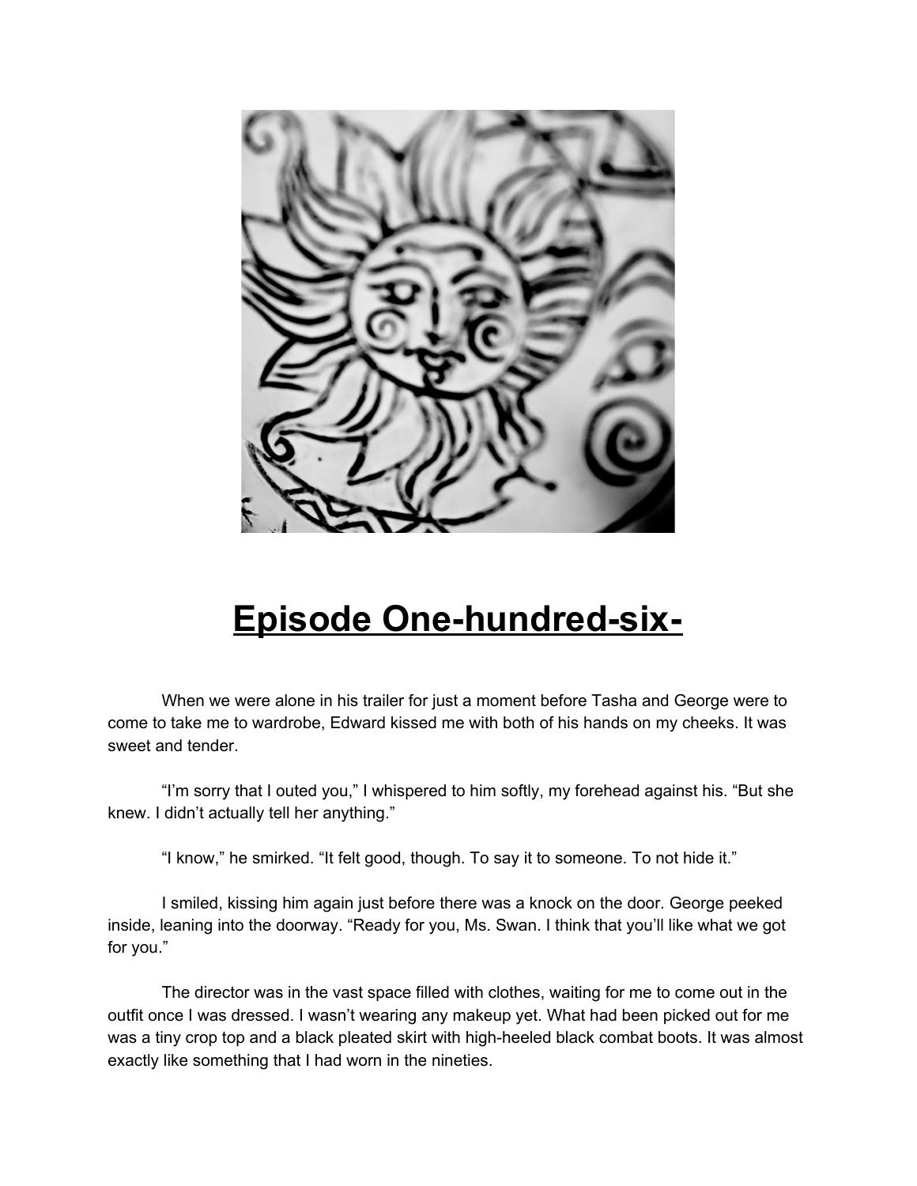# Episode One-hundred-six-

When we were alone in his trailer for just a moment before Tasha and George were to come to take me to wardrobe, Edward kissed me with both of his hands on my cheeks. It was sweet and tender.

"I'm sorry that I outed you," I whispered to him softly, my forehead against his. "But she knew. I didn't actually tell her anything."

"I know," he smirked. "It felt good, though. To say it to someone. To not hide it."

I smiled, kissing him again just before there was a knock on the door. George peeked inside, leaning into the doorway. "Ready for you, Ms. Swan. I think that you'll like what we got for you."

The director was in the vast space filled with clothes, waiting for me to come out in the outfit once I was dressed. I wasn't wearing any makeup yet. What had been picked out for me was a tiny crop top and a black pleated skirt with high-heeled black combat boots. It was almost exactly like something that I had worn in the nineties.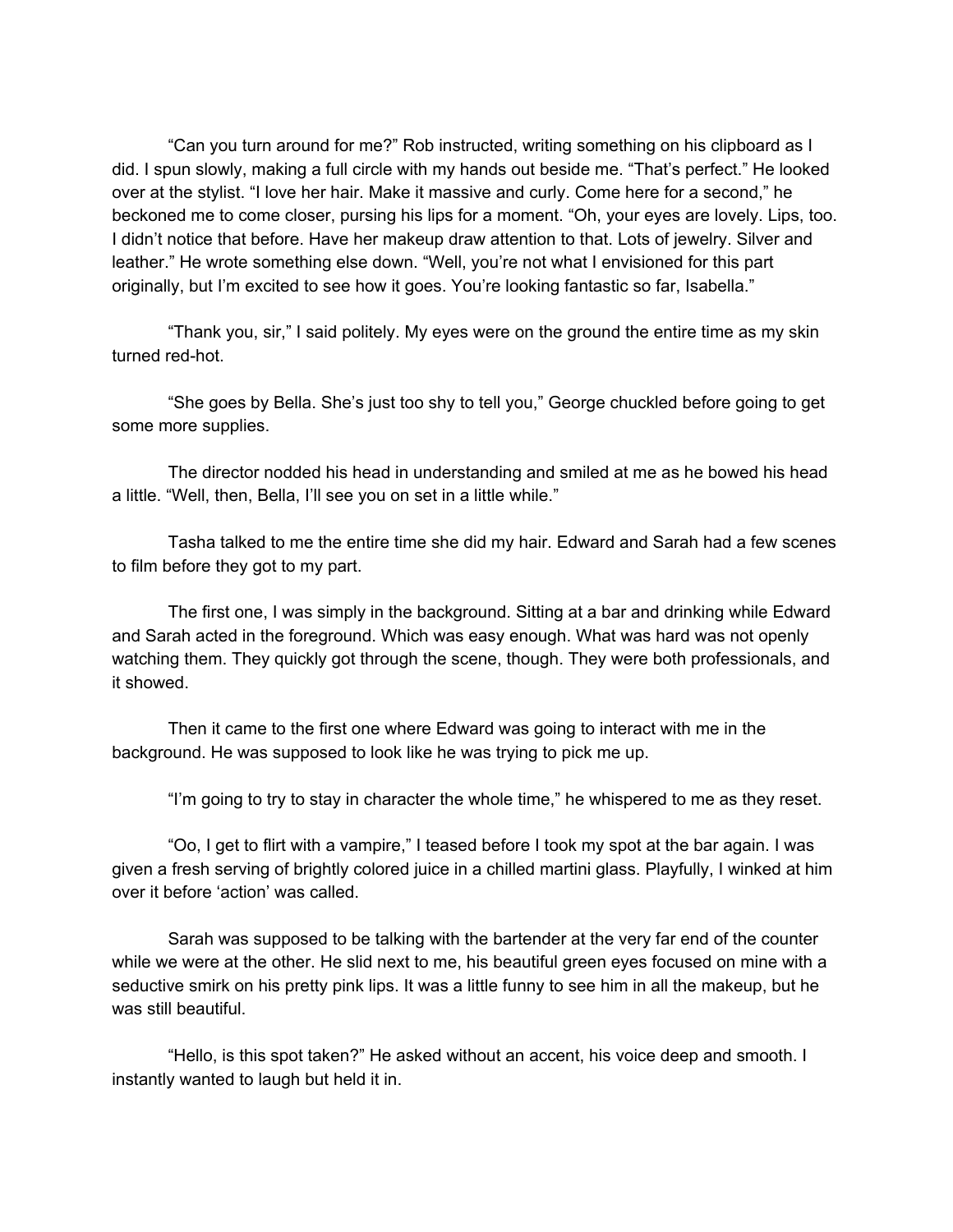"Can you turn around for me?" Rob instructed, writing something on his clipboard as I did. I spun slowly, making a full circle with my hands out beside me. "That's perfect." He looked over at the stylist. "I love her hair. Make it massive and curly. Come here for a second," he beckoned me to come closer, pursing his lips for a moment. "Oh, your eyes are lovely. Lips, too. I didn't notice that before. Have her makeup draw attention to that. Lots of jewelry. Silver and leather." He wrote something else down. "Well, you're not what I envisioned for this part originally, but I'm excited to see how it goes. You're looking fantastic so far, Isabella."

"Thank you, sir," I said politely. My eyes were on the ground the entire time as my skin turned red-hot.

"She goes by Bella. She's just too shy to tell you," George chuckled before going to get some more supplies.

The director nodded his head in understanding and smiled at me as he bowed his head a little. "Well, then, Bella, I'll see you on set in a little while."

Tasha talked to me the entire time she did my hair. Edward and Sarah had a few scenes to film before they got to my part.

The first one, I was simply in the background. Sitting at a bar and drinking while Edward and Sarah acted in the foreground. Which was easy enough. What was hard was not openly watching them. They quickly got through the scene, though. They were both professionals, and it showed.

Then it came to the first one where Edward was going to interact with me in the background. He was supposed to look like he was trying to pick me up.

"I'm going to try to stay in character the whole time," he whispered to me as they reset.

"Oo, I get to flirt with a vampire," I teased before I took my spot at the bar again. I was given a fresh serving of brightly colored juice in a chilled martini glass. Playfully, I winked at him over it before 'action' was called.

Sarah was supposed to be talking with the bartender at the very far end of the counter while we were at the other. He slid next to me, his beautiful green eyes focused on mine with a seductive smirk on his pretty pink lips. It was a little funny to see him in all the makeup, but he was still beautiful.

"Hello, is this spot taken?" He asked without an accent, his voice deep and smooth. I instantly wanted to laugh but held it in.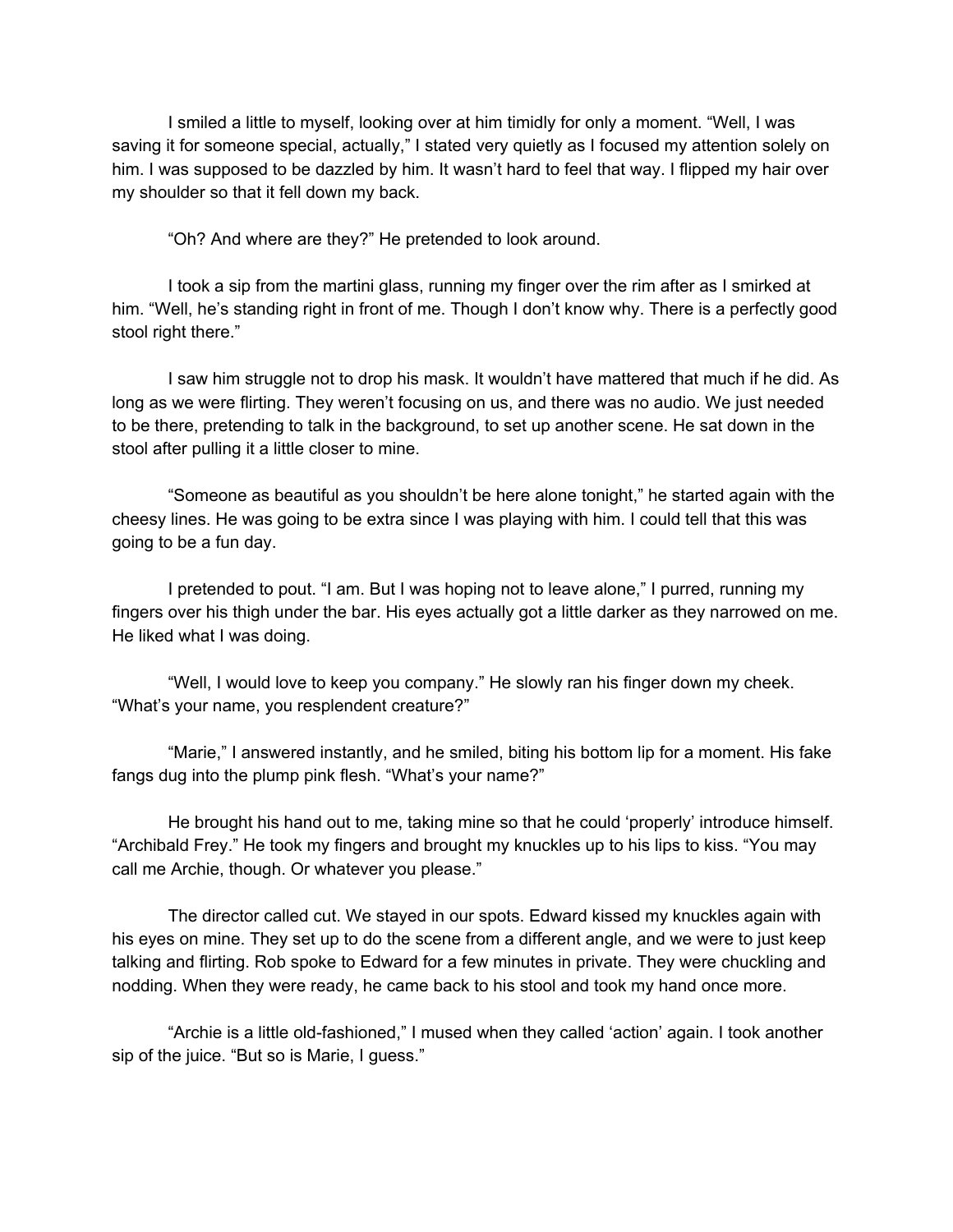I smiled a little to myself, looking over at him timidly for only a moment. "Well, I was saving it for someone special, actually," I stated very quietly as I focused my attention solely on him. I was supposed to be dazzled by him. It wasn't hard to feel that way. I flipped my hair over my shoulder so that it fell down my back.

"Oh? And where are they?" He pretended to look around.

I took a sip from the martini glass, running my finger over the rim after as I smirked at him. "Well, he's standing right in front of me. Though I don't know why. There is a perfectly good stool right there."

I saw him struggle not to drop his mask. It wouldn't have mattered that much if he did. As long as we were flirting. They weren't focusing on us, and there was no audio. We just needed to be there, pretending to talk in the background, to set up another scene. He sat down in the stool after pulling it a little closer to mine.

"Someone as beautiful as you shouldn't be here alone tonight," he started again with the cheesy lines. He was going to be extra since I was playing with him. I could tell that this was going to be a fun day.

I pretended to pout. "I am. But I was hoping not to leave alone," I purred, running my fingers over his thigh under the bar. His eyes actually got a little darker as they narrowed on me. He liked what I was doing.

"Well, I would love to keep you company." He slowly ran his finger down my cheek. "What's your name, you resplendent creature?"

"Marie," I answered instantly, and he smiled, biting his bottom lip for a moment. His fake fangs dug into the plump pink flesh. "What's your name?"

He brought his hand out to me, taking mine so that he could 'properly' introduce himself. "Archibald Frey." He took my fingers and brought my knuckles up to his lips to kiss. "You may call me Archie, though. Or whatever you please."

The director called cut. We stayed in our spots. Edward kissed my knuckles again with his eyes on mine. They set up to do the scene from a different angle, and we were to just keep talking and flirting. Rob spoke to Edward for a few minutes in private. They were chuckling and nodding. When they were ready, he came back to his stool and took my hand once more.

"Archie is a little old-fashioned," I mused when they called 'action' again. I took another sip of the juice. "But so is Marie, I guess."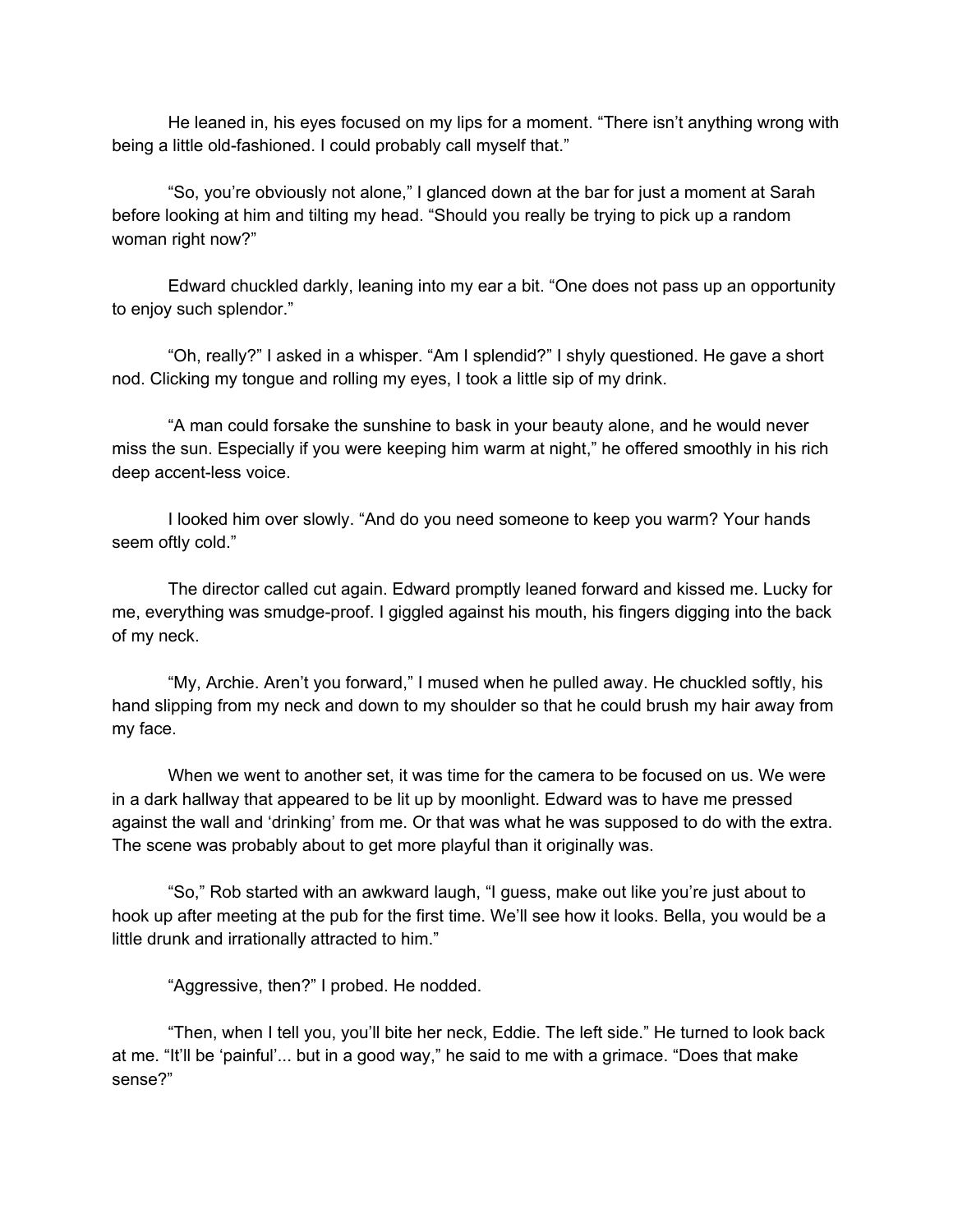He leaned in, his eyes focused on my lips for a moment. “There isn’t anything wrong with being a little old-fashioned. I could probably call myself that.”

“So, you’re obviously not alone,” I glanced down at the bar for just a moment at Sarah before looking at him and tilting my head. “Should you really be trying to pick up a random woman right now?”

Edward chuckled darkly, leaning into my ear a bit. “One does not pass up an opportunity to enjoy such splendor.”

“Oh, really?” I asked in a whisper. “Am I splendid?” I shyly questioned. He gave a short nod. Clicking my tongue and rolling my eyes, I took a little sip of my drink.

“A man could forsake the sunshine to bask in your beauty alone, and he would never miss the sun. Especially if you were keeping him warm at night,” he offered smoothly in his rich deep accent-less voice.

I looked him over slowly. “And do you need someone to keep you warm? Your hands seem oftly cold.”

The director called cut again. Edward promptly leaned forward and kissed me. Lucky for me, everything was smudge-proof. I giggled against his mouth, his fingers digging into the back of my neck.

“My, Archie. Aren’t you forward,” I mused when he pulled away. He chuckled softly, his hand slipping from my neck and down to my shoulder so that he could brush my hair away from my face.

When we went to another set, it was time for the camera to be focused on us. We were in a dark hallway that appeared to be lit up by moonlight. Edward was to have me pressed against the wall and ‘drinking’ from me. Or that was what he was supposed to do with the extra. The scene was probably about to get more playful than it originally was.

“So,” Rob started with an awkward laugh, “I guess, make out like you’re just about to hook up after meeting at the pub for the first time. We’ll see how it looks. Bella, you would be a little drunk and irrationally attracted to him.”

“Aggressive, then?” I probed. He nodded.

“Then, when I tell you, you’ll bite her neck, Eddie. The left side.” He turned to look back at me. “It’ll be ‘painful’... but in a good way,” he said to me with a grimace. “Does that make sense?”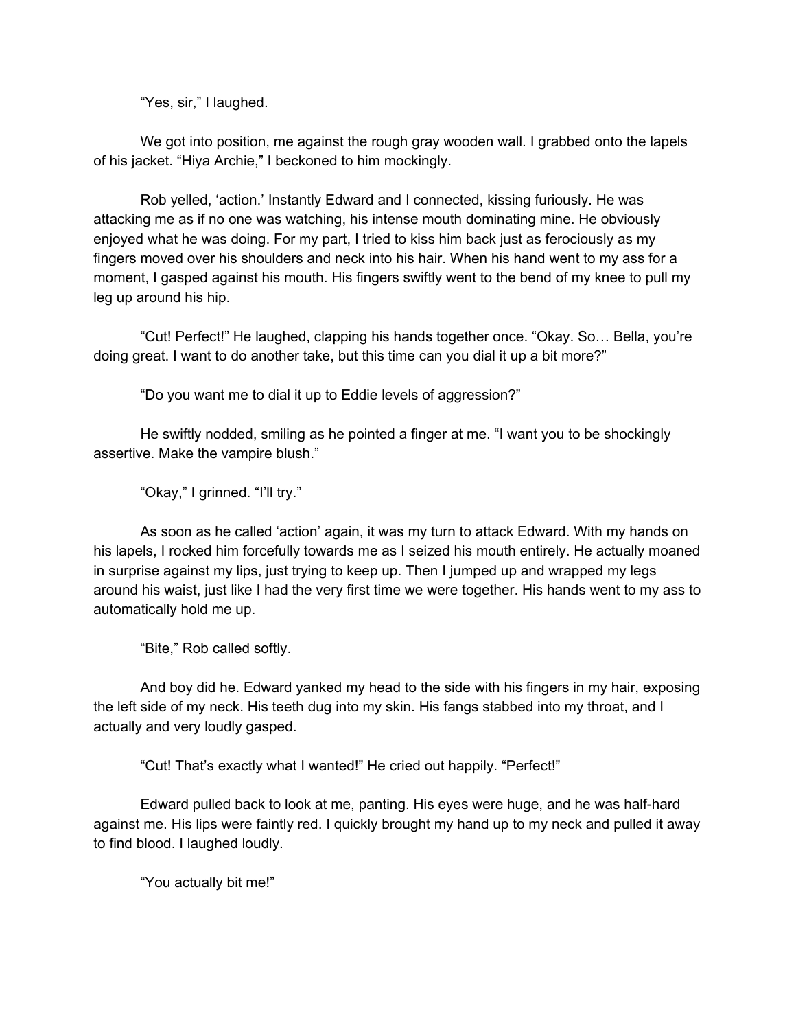"Yes, sir," I laughed.

We got into position, me against the rough gray wooden wall. I grabbed onto the lapels of his jacket. "Hiya Archie," I beckoned to him mockingly.

Rob yelled, 'action.' Instantly Edward and I connected, kissing furiously. He was attacking me as if no one was watching, his intense mouth dominating mine. He obviously enjoyed what he was doing. For my part, I tried to kiss him back just as ferociously as my fingers moved over his shoulders and neck into his hair. When his hand went to my ass for a moment, I gasped against his mouth. His fingers swiftly went to the bend of my knee to pull my leg up around his hip.

"Cut! Perfect!" He laughed, clapping his hands together once. "Okay. So… Bella, you're doing great. I want to do another take, but this time can you dial it up a bit more?"

"Do you want me to dial it up to Eddie levels of aggression?"

He swiftly nodded, smiling as he pointed a finger at me. "I want you to be shockingly assertive. Make the vampire blush."

"Okay," I grinned. "I'll try."

As soon as he called 'action' again, it was my turn to attack Edward. With my hands on his lapels, I rocked him forcefully towards me as I seized his mouth entirely. He actually moaned in surprise against my lips, just trying to keep up. Then I jumped up and wrapped my legs around his waist, just like I had the very first time we were together. His hands went to my ass to automatically hold me up.

"Bite," Rob called softly.

And boy did he. Edward yanked my head to the side with his fingers in my hair, exposing the left side of my neck. His teeth dug into my skin. His fangs stabbed into my throat, and I actually and very loudly gasped.

"Cut! That's exactly what I wanted!" He cried out happily. "Perfect!"

Edward pulled back to look at me, panting. His eyes were huge, and he was half-hard against me. His lips were faintly red. I quickly brought my hand up to my neck and pulled it away to find blood. I laughed loudly.

"You actually bit me!"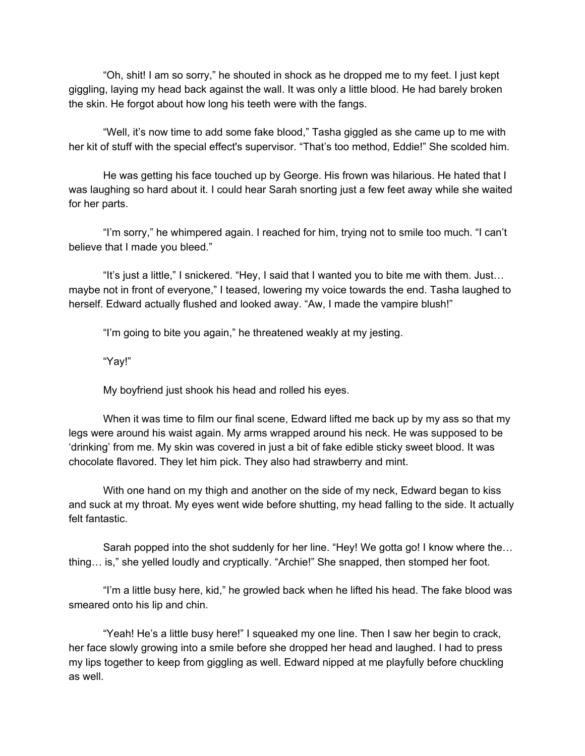"Oh, shit! I am so sorry," he shouted in shock as he dropped me to my feet. I just kept giggling, laying my head back against the wall. It was only a little blood. He had barely broken the skin. He forgot about how long his teeth were with the fangs.

"Well, it's now time to add some fake blood," Tasha giggled as she came up to me with her kit of stuff with the special effect's supervisor. "That's too method, Eddie!" She scolded him.

He was getting his face touched up by George. His frown was hilarious. He hated that I was laughing so hard about it. I could hear Sarah snorting just a few feet away while she waited for her parts.

"I'm sorry," he whimpered again. I reached for him, trying not to smile too much. "I can't believe that I made you bleed."

"It's just a little," I snickered. "Hey, I said that I wanted you to bite me with them. Just… maybe not in front of everyone," I teased, lowering my voice towards the end. Tasha laughed to herself. Edward actually flushed and looked away. "Aw, I made the vampire blush!"

"I'm going to bite you again," he threatened weakly at my jesting.

"Yay!"

My boyfriend just shook his head and rolled his eyes.

When it was time to film our final scene, Edward lifted me back up by my ass so that my legs were around his waist again. My arms wrapped around his neck. He was supposed to be 'drinking' from me. My skin was covered in just a bit of fake edible sticky sweet blood. It was chocolate flavored. They let him pick. They also had strawberry and mint.

With one hand on my thigh and another on the side of my neck, Edward began to kiss and suck at my throat. My eyes went wide before shutting, my head falling to the side. It actually felt fantastic.

Sarah popped into the shot suddenly for her line. "Hey! We gotta go! I know where the… thing… is," she yelled loudly and cryptically. "Archie!" She snapped, then stomped her foot.

"I'm a little busy here, kid," he growled back when he lifted his head. The fake blood was smeared onto his lip and chin.

"Yeah! He's a little busy here!" I squeaked my one line. Then I saw her begin to crack, her face slowly growing into a smile before she dropped her head and laughed. I had to press my lips together to keep from giggling as well. Edward nipped at me playfully before chuckling as well.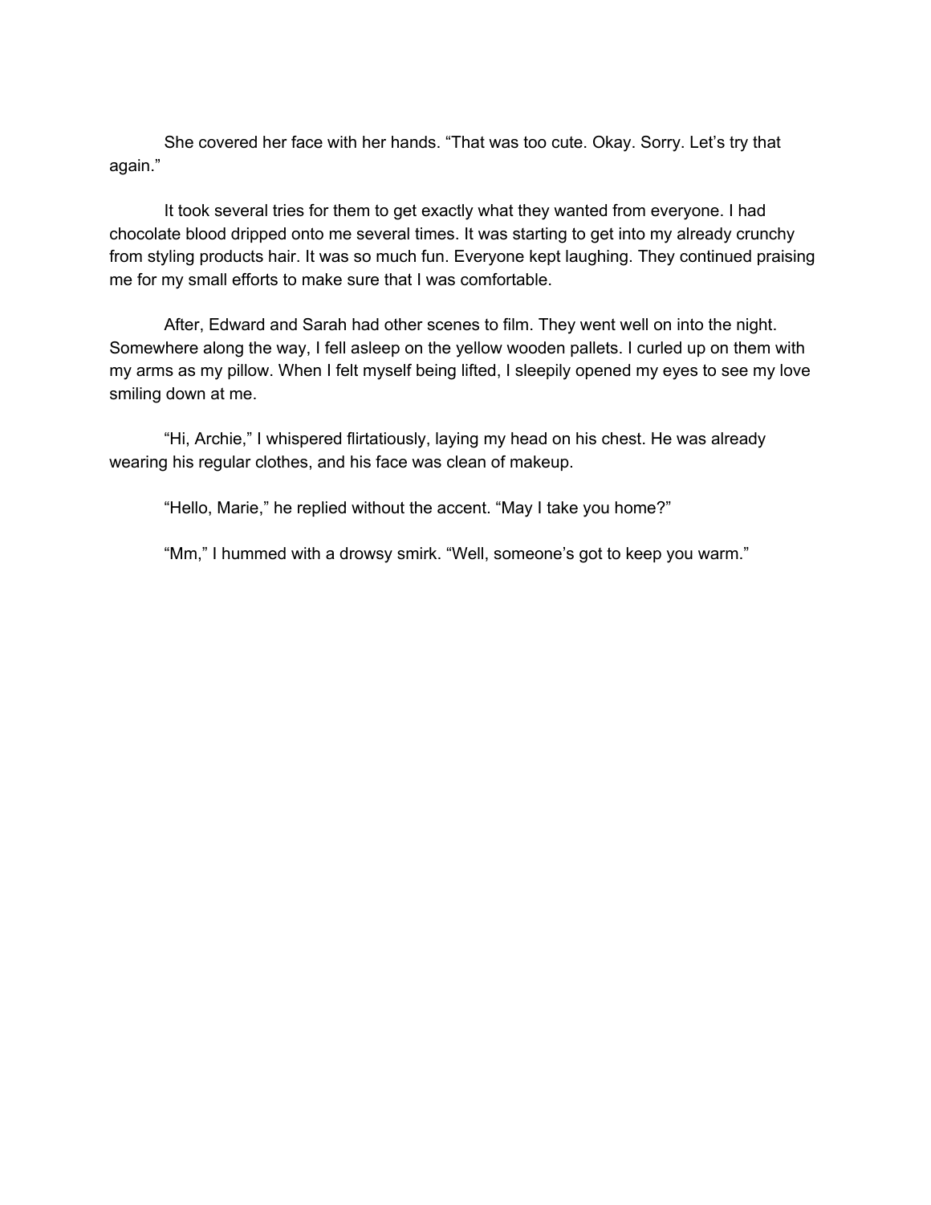She covered her face with her hands. “That was too cute. Okay. Sorry. Let’s try that again.”

It took several tries for them to get exactly what they wanted from everyone. I had chocolate blood dripped onto me several times. It was starting to get into my already crunchy from styling products hair. It was so much fun. Everyone kept laughing. They continued praising me for my small efforts to make sure that I was comfortable.

After, Edward and Sarah had other scenes to film. They went well on into the night. Somewhere along the way, I fell asleep on the yellow wooden pallets. I curled up on them with my arms as my pillow. When I felt myself being lifted, I sleepily opened my eyes to see my love smiling down at me.

“Hi, Archie,” I whispered flirtatiously, laying my head on his chest. He was already wearing his regular clothes, and his face was clean of makeup.

“Hello, Marie,” he replied without the accent. “May I take you home?”

“Mm,” I hummed with a drowsy smirk. “Well, someone’s got to keep you warm.”